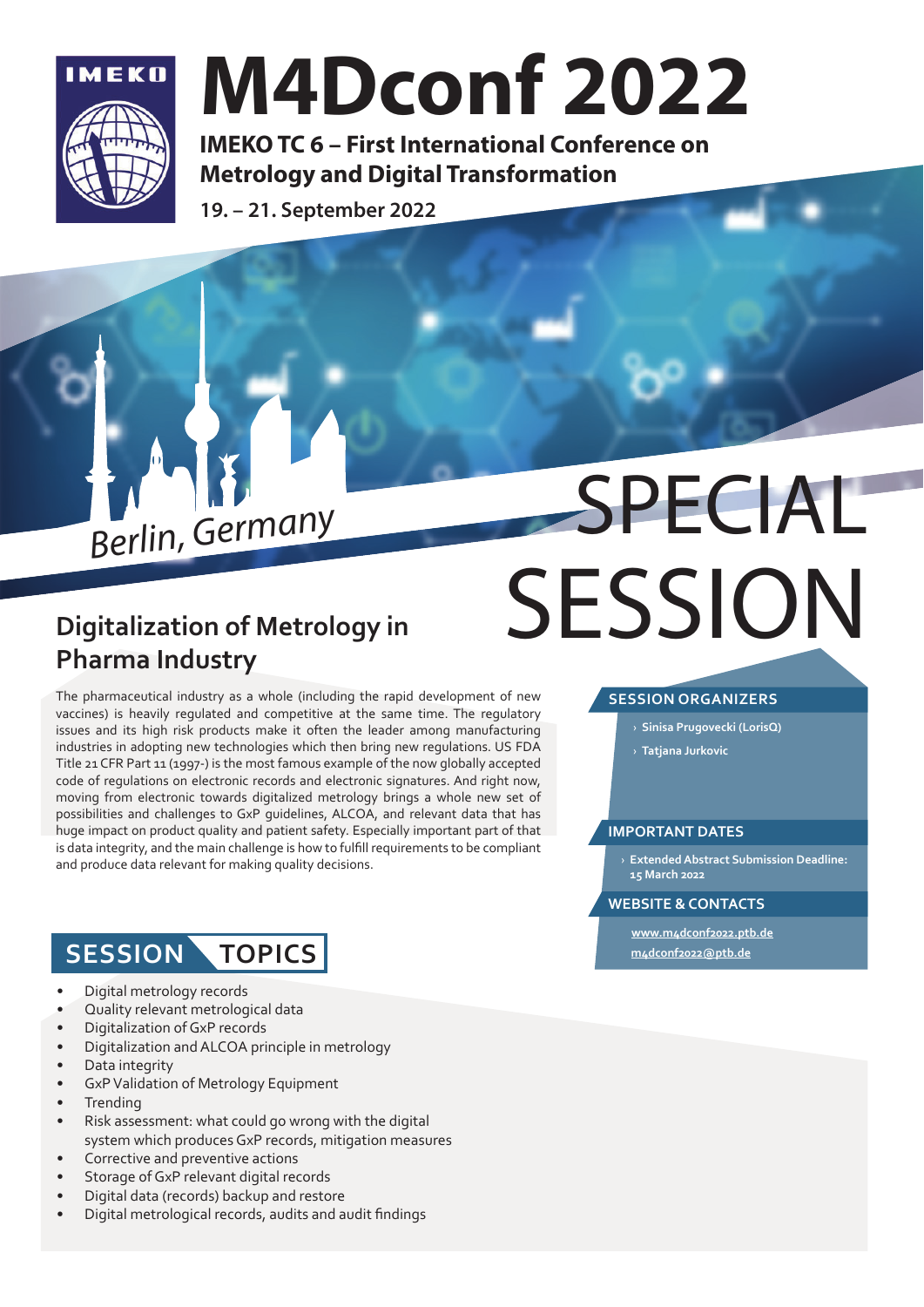IMEKO

# M4Dconf 2022

**IMEKO TC 6 – First International Conference on Metrology and Digital Transformation**

**19. – 21. September 2022**

Berlin, Germany

# SPECIAL SESSION

## Digitalization of Metrology in Pharma Industry

The pharmaceutical industry as a whole (including the rapid development of new vaccines) is heavily regulated and competitive at the same time. The regulatory issues and its high risk products make it often the leader among manufacturing industries in adopting new technologies which then bring new regulations. US FDA Title 21 CFR Part 11 (1997-) is the most famous example of the now globally accepted code of regulations on electronic records and electronic signatures. And right now, moving from electronic towards digitalized metrology brings a whole new set of possibilities and challenges to GxP guidelines, ALCOA, and relevant data that has huge impact on product quality and patient safety. Especially important part of that is data integrity, and the main challenge is how to fulfill requirements to be compliant and produce data relevant for making quality decisions.

### SESSION ORGANIZERS

- **Sinisa Prugovecki (LorisQ)**
- **Tatjana Jurkovic**

### IMPORTANT DATES

- **Extended Abstract Submission Deadline: 15 March 2022**

### WEBSITE & CONTACTS

**www.m4dconf2022.ptb.de**
**m4dconf2022@ptb.de**

## SESSION TOPICS

- Digital metrology records
- Quality relevant metrological data
- Digitalization of GxP records
- Digitalization and ALCOA principle in metrology
- Data integrity
- GxP Validation of Metrology Equipment
- Trending
- Risk assessment: what could go wrong with the digital system which produces GxP records, mitigation measures
- Corrective and preventive actions
- Storage of GxP relevant digital records
- Digital data (records) backup and restore
- Digital metrological records, audits and audit findings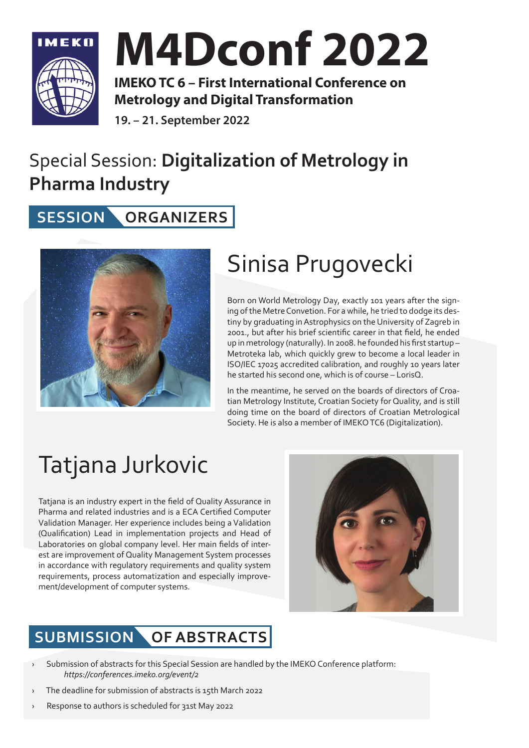# M4Dconf 2022

**IMEKO TC 6 – First International Conference on Metrology and Digital Transformation**

**19. – 21. September 2022**

## Special Session: **Digitalization of Metrology in Pharma Industry**

### SESSION ORGANIZERS

## Sinisa Prugovecki

Born on World Metrology Day, exactly 101 years after the signing of the Metre Convetion. For a while, he tried to dodge its destiny by graduating in Astrophysics on the University of Zagreb in 2001., but after his brief scientific career in that field, he ended up in metrology (naturally). In 2008. he founded his first startup – Metroteka lab, which quickly grew to become a local leader in ISO/IEC 17025 accredited calibration, and roughly 10 years later he started his second one, which is of course – LorisQ.

In the meantime, he served on the boards of directors of Croatian Metrology Institute, Croatian Society for Quality, and is still doing time on the board of directors of Croatian Metrological Society. He is also a member of IMEKO TC6 (Digitalization).

## Tatjana Jurkovic

Tatjana is an industry expert in the field of Quality Assurance in Pharma and related industries and is a ECA Certified Computer Validation Manager. Her experience includes being a Validation (Qualification) Lead in implementation projects and Head of Laboratories on global company level. Her main fields of interest are improvement of Quality Management System processes in accordance with regulatory requirements and quality system requirements, process automatization and especially improvement/development of computer systems.

### SUBMISSION OF ABSTRACTS

- Submission of abstracts for this Special Session are handled by the IMEKO Conference platform: *https://conferences.imeko.org/event/2*
- The deadline for submission of abstracts is 15th March 2022
- Response to authors is scheduled for 31st May 2022